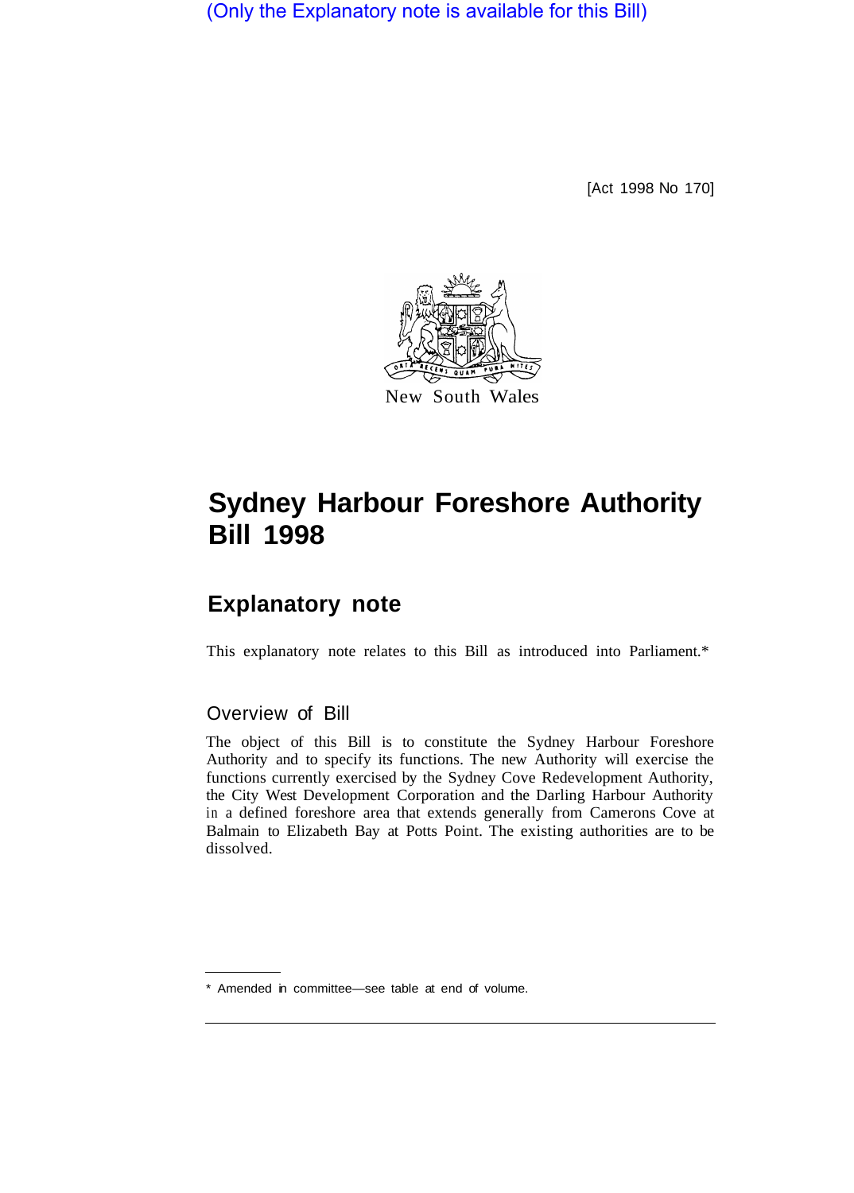(Only the Explanatory note is available for this Bill)

[Act 1998 No 170]

New South Wales

# Sydney Harbour Foreshore Authority Bill 1998

## Explanatory note

This explanatory note relates to this Bill as introduced into Parliament.*

### Overview of Bill

The object of this Bill is to constitute the Sydney Harbour Foreshore Authority and to specify its functions. The new Authority will exercise the functions currently exercised by the Sydney Cove Redevelopment Authority, the City West Development Corporation and the Darling Harbour Authority in a defined foreshore area that extends generally from Camerons Cove at Balmain to Elizabeth Bay at Potts Point. The existing authorities are to be dissolved.

* Amended in committee—see table at end of volume.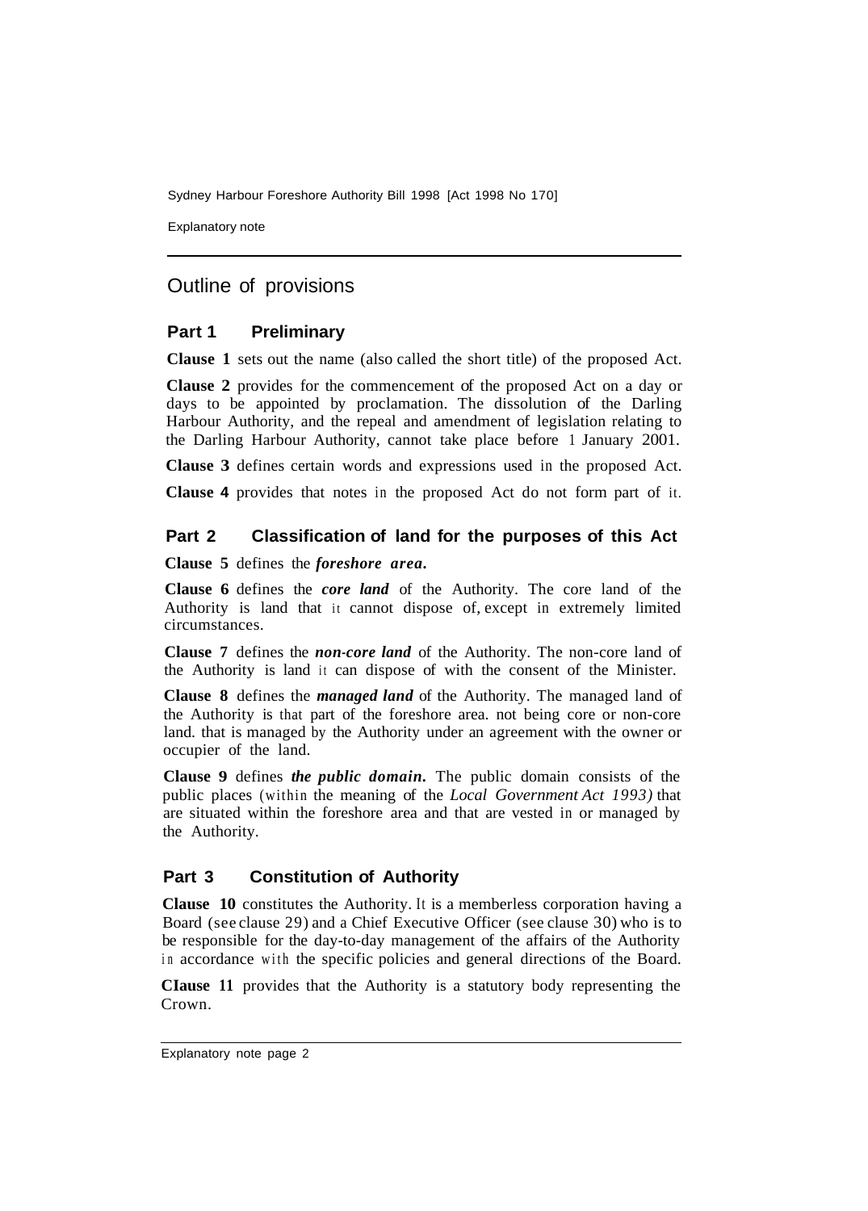## Outline of provisions

### Part 1 Preliminary

**Clause 1** sets out the name (also called the short title) of the proposed Act.

**Clause 2** provides for the commencement of the proposed Act on a day or days to be appointed by proclamation. The dissolution of the Darling Harbour Authority, and the repeal and amendment of legislation relating to the Darling Harbour Authority, cannot take place before 1 January 2001.

**Clause 3** defines certain words and expressions used in the proposed Act.

**Clause 4** provides that notes in the proposed Act do not form part of it.

### Part 2 Classification of land for the purposes of this Act

**Clause 5** defines the ***foreshore area***.

**Clause 6** defines the ***core land*** of the Authority. The core land of the Authority is land that it cannot dispose of, except in extremely limited circumstances.

**Clause 7** defines the ***non-core land*** of the Authority. The non-core land of the Authority is land it can dispose of with the consent of the Minister.

**Clause 8** defines the ***managed land*** of the Authority. The managed land of the Authority is that part of the foreshore area. not being core or non-core land. that is managed by the Authority under an agreement with the owner or occupier of the land.

**Clause 9** defines ***the public domain***. The public domain consists of the public places (within the meaning of the *Local Government Act 1993)* that are situated within the foreshore area and that are vested in or managed by the Authority.

### Part 3 Constitution of Authority

**Clause 10** constitutes the Authority. It is a memberless corporation having a Board (see clause 29) and a Chief Executive Officer (see clause 30) who is to be responsible for the day-to-day management of the affairs of the Authority in accordance with the specific policies and general directions of the Board.

**Clause 11** provides that the Authority is a statutory body representing the Crown.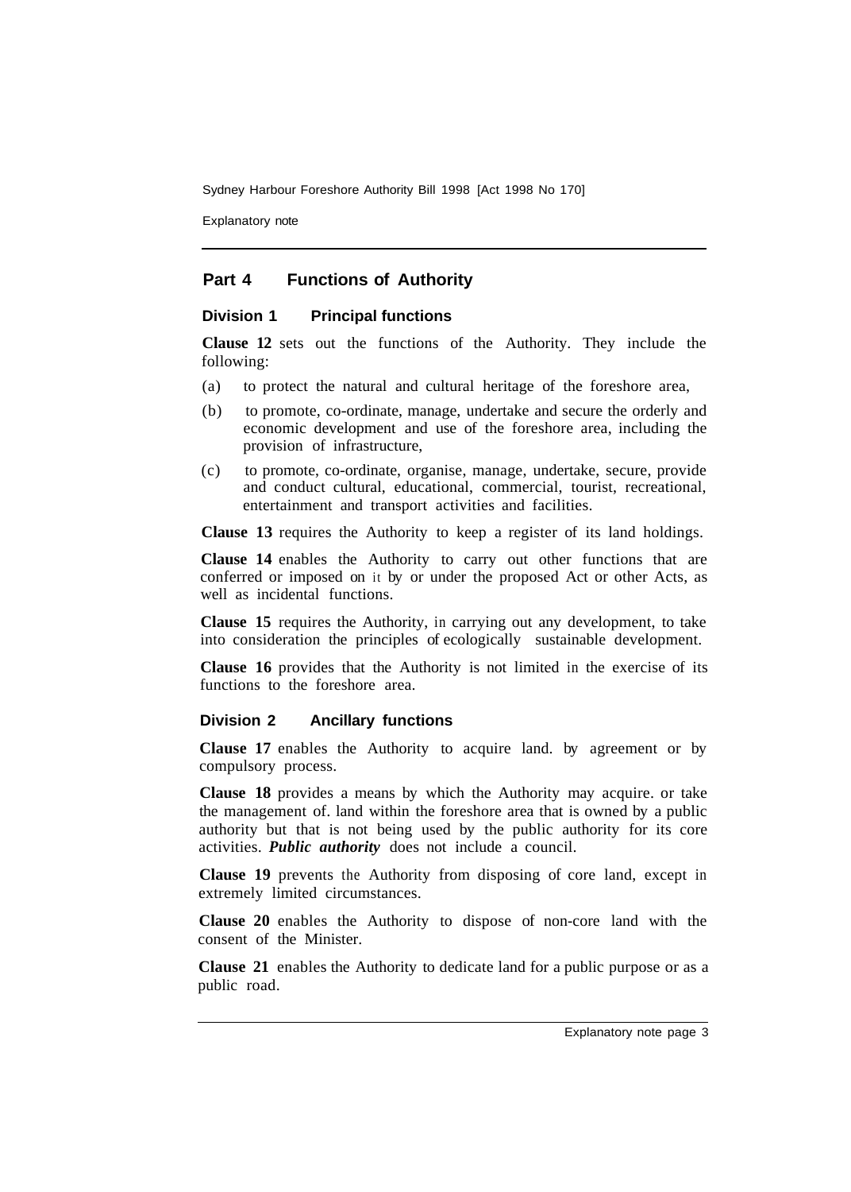## Part 4 Functions of Authority

### Division 1 Principal functions

**Clause 12** sets out the functions of the Authority. They include the following:

(a) to protect the natural and cultural heritage of the foreshore area,

(b) to promote, co-ordinate, manage, undertake and secure the orderly and economic development and use of the foreshore area, including the provision of infrastructure,

(c) to promote, co-ordinate, organise, manage, undertake, secure, provide and conduct cultural, educational, commercial, tourist, recreational, entertainment and transport activities and facilities.

**Clause 13** requires the Authority to keep a register of its land holdings.

**Clause 14** enables the Authority to carry out other functions that are conferred or imposed on it by or under the proposed Act or other Acts, as well as incidental functions.

**Clause 15** requires the Authority, in carrying out any development, to take into consideration the principles of ecologically sustainable development.

**Clause 16** provides that the Authority is not limited in the exercise of its functions to the foreshore area.

### Division 2 Ancillary functions

**Clause 17** enables the Authority to acquire land. by agreement or by compulsory process.

**Clause 18** provides a means by which the Authority may acquire. or take the management of. land within the foreshore area that is owned by a public authority but that is not being used by the public authority for its core activities. ***Public authority*** does not include a council.

**Clause 19** prevents the Authority from disposing of core land, except in extremely limited circumstances.

**Clause 20** enables the Authority to dispose of non-core land with the consent of the Minister.

**Clause 21** enables the Authority to dedicate land for a public purpose or as a public road.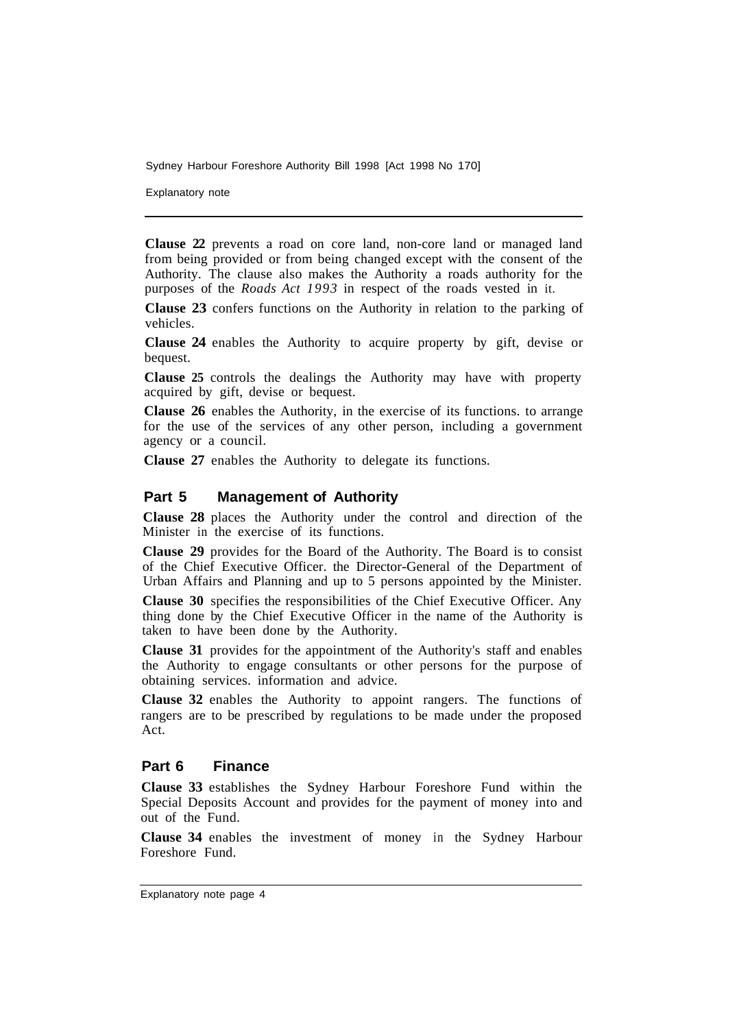**Clause 22** prevents a road on core land, non-core land or managed land from being provided or from being changed except with the consent of the Authority. The clause also makes the Authority a roads authority for the purposes of the *Roads Act 1993* in respect of the roads vested in it.

**Clause 23** confers functions on the Authority in relation to the parking of vehicles.

**Clause 24** enables the Authority to acquire property by gift, devise or bequest.

**Clause 25** controls the dealings the Authority may have with property acquired by gift, devise or bequest.

**Clause 26** enables the Authority, in the exercise of its functions. to arrange for the use of the services of any other person, including a government agency or a council.

**Clause 27** enables the Authority to delegate its functions.

## Part 5 Management of Authority

**Clause 28** places the Authority under the control and direction of the Minister in the exercise of its functions.

**Clause 29** provides for the Board of the Authority. The Board is to consist of the Chief Executive Officer. the Director-General of the Department of Urban Affairs and Planning and up to 5 persons appointed by the Minister.

**Clause 30** specifies the responsibilities of the Chief Executive Officer. Any thing done by the Chief Executive Officer in the name of the Authority is taken to have been done by the Authority.

**Clause 31** provides for the appointment of the Authority's staff and enables the Authority to engage consultants or other persons for the purpose of obtaining services. information and advice.

**Clause 32** enables the Authority to appoint rangers. The functions of rangers are to be prescribed by regulations to be made under the proposed Act.

## Part 6 Finance

**Clause 33** establishes the Sydney Harbour Foreshore Fund within the Special Deposits Account and provides for the payment of money into and out of the Fund.

**Clause 34** enables the investment of money in the Sydney Harbour Foreshore Fund.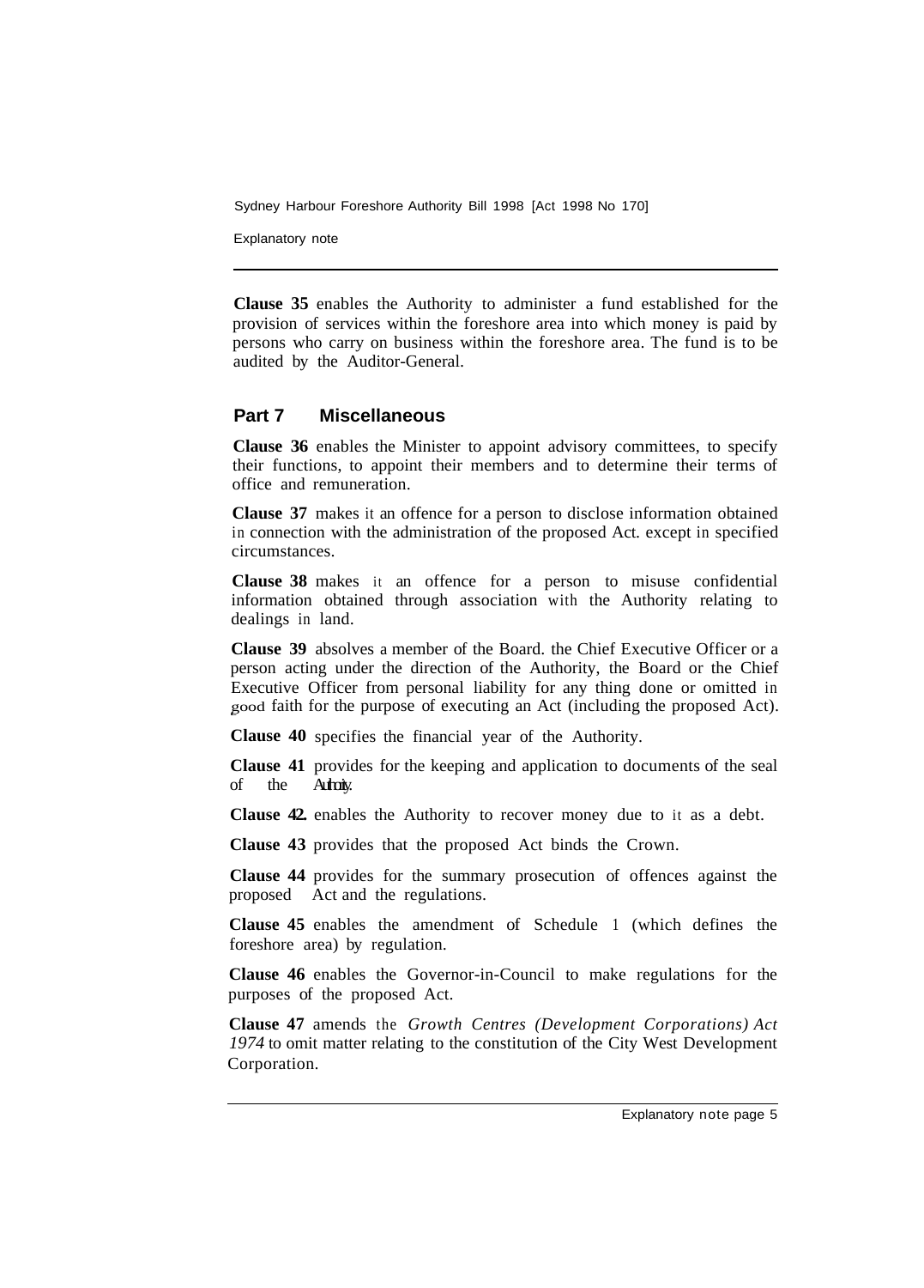**Clause 35** enables the Authority to administer a fund established for the provision of services within the foreshore area into which money is paid by persons who carry on business within the foreshore area. The fund is to be audited by the Auditor-General.

## Part 7 Miscellaneous

**Clause 36** enables the Minister to appoint advisory committees, to specify their functions, to appoint their members and to determine their terms of office and remuneration.

**Clause 37** makes it an offence for a person to disclose information obtained in connection with the administration of the proposed Act. except in specified circumstances.

**Clause 38** makes it an offence for a person to misuse confidential information obtained through association with the Authority relating to dealings in land.

**Clause 39** absolves a member of the Board. the Chief Executive Officer or a person acting under the direction of the Authority, the Board or the Chief Executive Officer from personal liability for any thing done or omitted in good faith for the purpose of executing an Act (including the proposed Act).

**Clause 40** specifies the financial year of the Authority.

**Clause 41** provides for the keeping and application to documents of the seal of the Authority.

**Clause 42** enables the Authority to recover money due to it as a debt.

**Clause 43** provides that the proposed Act binds the Crown.

**Clause 44** provides for the summary prosecution of offences against the proposed Act and the regulations.

**Clause 45** enables the amendment of Schedule 1 (which defines the foreshore area) by regulation.

**Clause 46** enables the Governor-in-Council to make regulations for the purposes of the proposed Act.

**Clause 47** amends the *Growth Centres (Development Corporations) Act 1974* to omit matter relating to the constitution of the City West Development Corporation.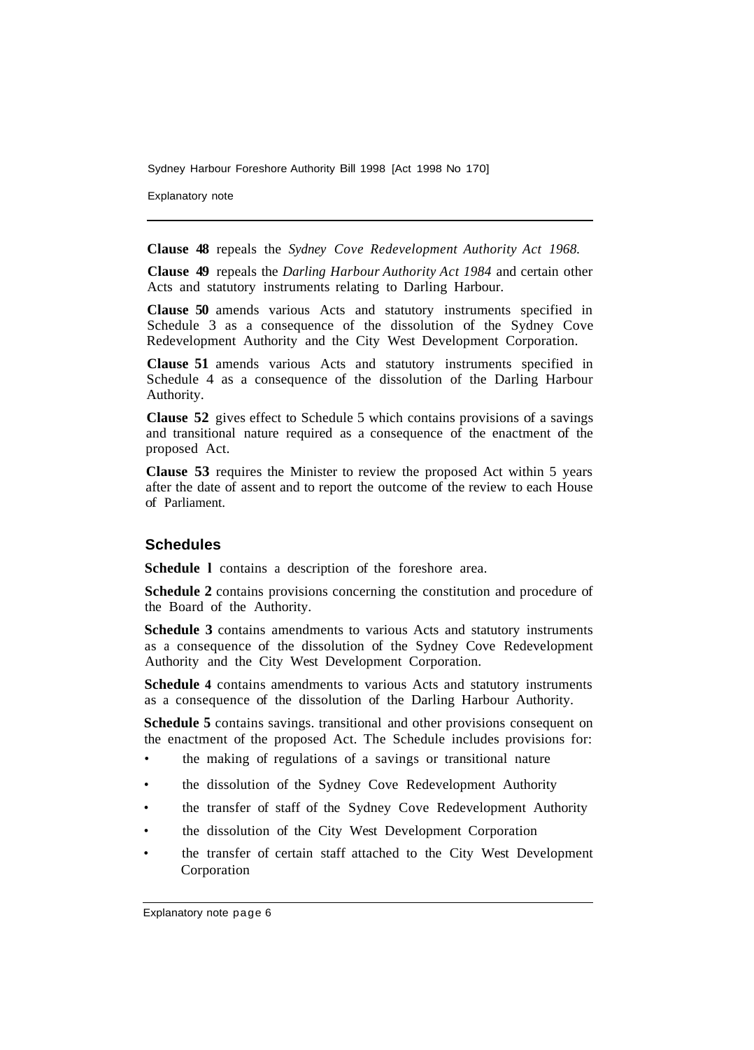**Clause 48** repeals the *Sydney Cove Redevelopment Authority Act 1968.*

**Clause 49** repeals the *Darling Harbour Authority Act 1984* and certain other Acts and statutory instruments relating to Darling Harbour.

**Clause 50** amends various Acts and statutory instruments specified in Schedule 3 as a consequence of the dissolution of the Sydney Cove Redevelopment Authority and the City West Development Corporation.

**Clause 51** amends various Acts and statutory instruments specified in Schedule 4 as a consequence of the dissolution of the Darling Harbour Authority.

**Clause 52** gives effect to Schedule 5 which contains provisions of a savings and transitional nature required as a consequence of the enactment of the proposed Act.

**Clause 53** requires the Minister to review the proposed Act within 5 years after the date of assent and to report the outcome of the review to each House of Parliament.

## Schedules

**Schedule l** contains a description of the foreshore area.

**Schedule 2** contains provisions concerning the constitution and procedure of the Board of the Authority.

**Schedule 3** contains amendments to various Acts and statutory instruments as a consequence of the dissolution of the Sydney Cove Redevelopment Authority and the City West Development Corporation.

**Schedule 4** contains amendments to various Acts and statutory instruments as a consequence of the dissolution of the Darling Harbour Authority.

**Schedule 5** contains savings. transitional and other provisions consequent on the enactment of the proposed Act. The Schedule includes provisions for:

- the making of regulations of a savings or transitional nature
- the dissolution of the Sydney Cove Redevelopment Authority
- the transfer of staff of the Sydney Cove Redevelopment Authority
- the dissolution of the City West Development Corporation
- the transfer of certain staff attached to the City West Development Corporation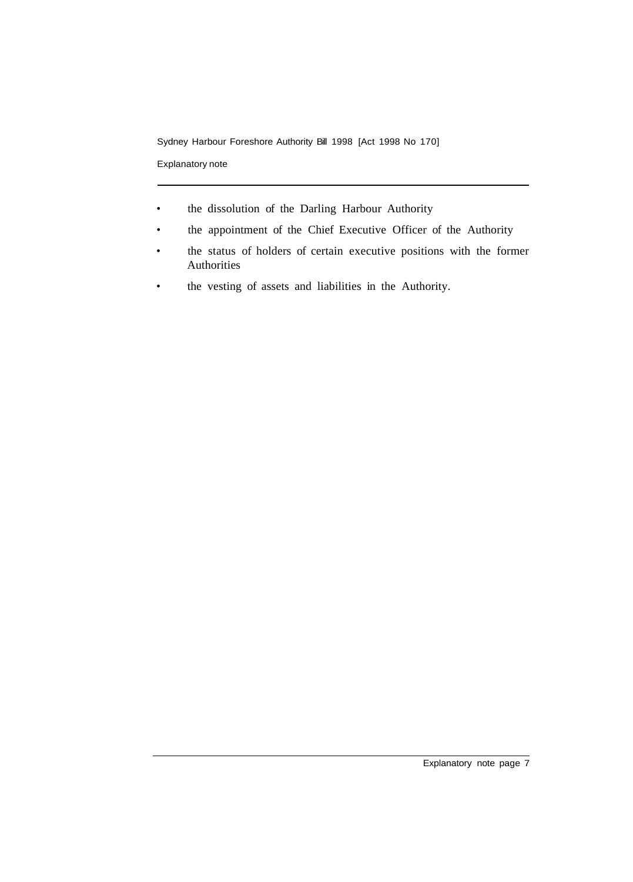- the dissolution of the Darling Harbour Authority
- the appointment of the Chief Executive Officer of the Authority
- the status of holders of certain executive positions with the former Authorities
- the vesting of assets and liabilities in the Authority.